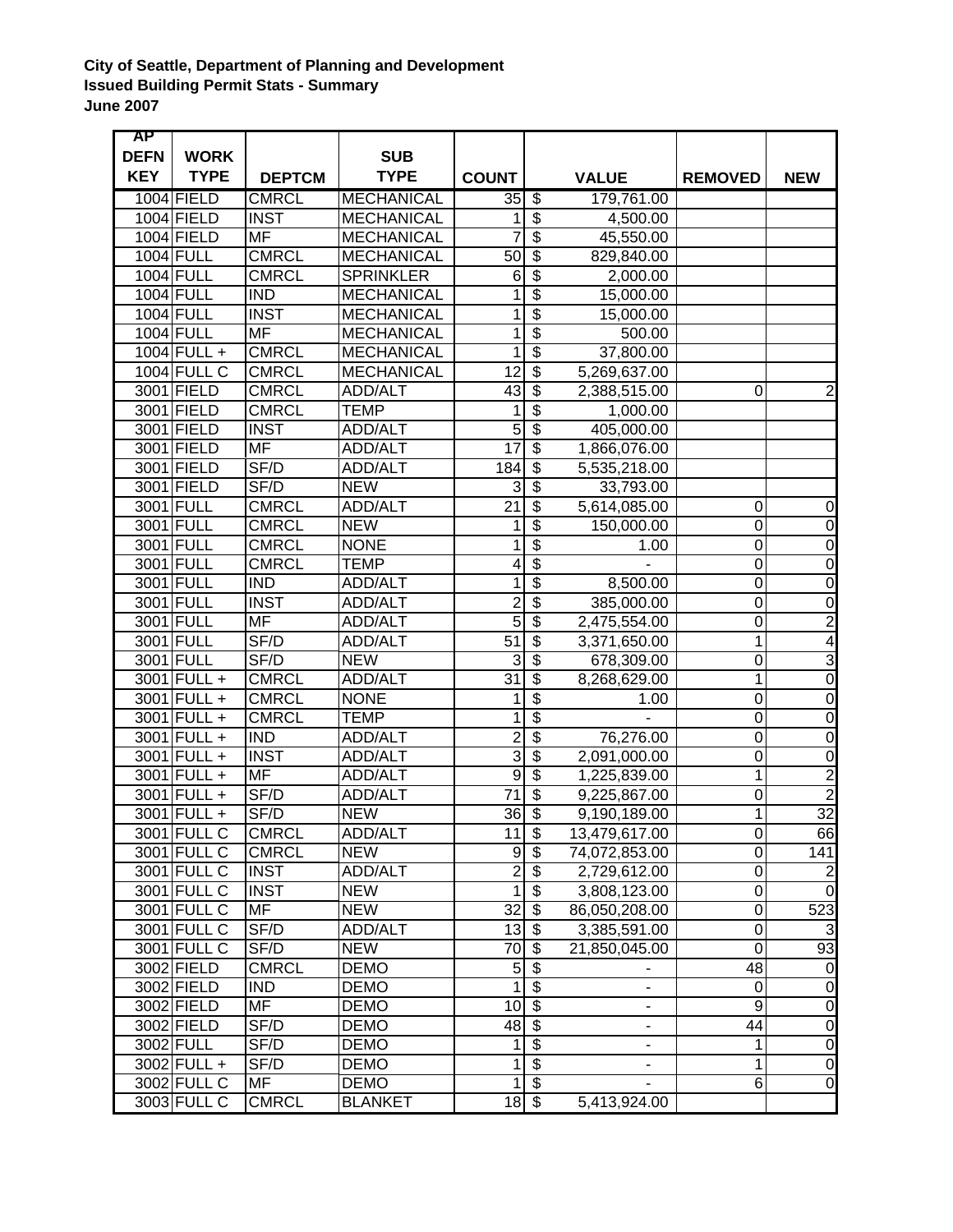**City of Seattle, Department of Planning and Development**
**Issued Building Permit Stats - Summary**
**June 2007**

| AP DEFN KEY | WORK TYPE | DEPTCM | SUB TYPE | COUNT | VALUE | REMOVED | NEW |
|---|---|---|---|---|---|---|---|
| 1004 | FIELD | CMRCL | MECHANICAL | 35 | $ 179,761.00 | | |
| 1004 | FIELD | INST | MECHANICAL | 1 | $ 4,500.00 | | |
| 1004 | FIELD | MF | MECHANICAL | 7 | $ 45,550.00 | | |
| 1004 | FULL | CMRCL | MECHANICAL | 50 | $ 829,840.00 | | |
| 1004 | FULL | CMRCL | SPRINKLER | 6 | $ 2,000.00 | | |
| 1004 | FULL | IND | MECHANICAL | 1 | $ 15,000.00 | | |
| 1004 | FULL | INST | MECHANICAL | 1 | $ 15,000.00 | | |
| 1004 | FULL | MF | MECHANICAL | 1 | $ 500.00 | | |
| 1004 | FULL + | CMRCL | MECHANICAL | 1 | $ 37,800.00 | | |
| 1004 | FULL C | CMRCL | MECHANICAL | 12 | $ 5,269,637.00 | | |
| 3001 | FIELD | CMRCL | ADD/ALT | 43 | $ 2,388,515.00 | 0 | 2 |
| 3001 | FIELD | CMRCL | TEMP | 1 | $ 1,000.00 | | |
| 3001 | FIELD | INST | ADD/ALT | 5 | $ 405,000.00 | | |
| 3001 | FIELD | MF | ADD/ALT | 17 | $ 1,866,076.00 | | |
| 3001 | FIELD | SF/D | ADD/ALT | 184 | $ 5,535,218.00 | | |
| 3001 | FIELD | SF/D | NEW | 3 | $ 33,793.00 | | |
| 3001 | FULL | CMRCL | ADD/ALT | 21 | $ 5,614,085.00 | 0 | 0 |
| 3001 | FULL | CMRCL | NEW | 1 | $ 150,000.00 | 0 | 0 |
| 3001 | FULL | CMRCL | NONE | 1 | $ 1.00 | 0 | 0 |
| 3001 | FULL | CMRCL | TEMP | 4 | $ - | 0 | 0 |
| 3001 | FULL | IND | ADD/ALT | 1 | $ 8,500.00 | 0 | 0 |
| 3001 | FULL | INST | ADD/ALT | 2 | $ 385,000.00 | 0 | 0 |
| 3001 | FULL | MF | ADD/ALT | 5 | $ 2,475,554.00 | 0 | 2 |
| 3001 | FULL | SF/D | ADD/ALT | 51 | $ 3,371,650.00 | 1 | 4 |
| 3001 | FULL | SF/D | NEW | 3 | $ 678,309.00 | 0 | 3 |
| 3001 | FULL + | CMRCL | ADD/ALT | 31 | $ 8,268,629.00 | 1 | 0 |
| 3001 | FULL + | CMRCL | NONE | 1 | $ 1.00 | 0 | 0 |
| 3001 | FULL + | CMRCL | TEMP | 1 | $ - | 0 | 0 |
| 3001 | FULL + | IND | ADD/ALT | 2 | $ 76,276.00 | 0 | 0 |
| 3001 | FULL + | INST | ADD/ALT | 3 | $ 2,091,000.00 | 0 | 0 |
| 3001 | FULL + | MF | ADD/ALT | 9 | $ 1,225,839.00 | 1 | 2 |
| 3001 | FULL + | SF/D | ADD/ALT | 71 | $ 9,225,867.00 | 0 | 2 |
| 3001 | FULL + | SF/D | NEW | 36 | $ 9,190,189.00 | 1 | 32 |
| 3001 | FULL C | CMRCL | ADD/ALT | 11 | $ 13,479,617.00 | 0 | 66 |
| 3001 | FULL C | CMRCL | NEW | 9 | $ 74,072,853.00 | 0 | 141 |
| 3001 | FULL C | INST | ADD/ALT | 2 | $ 2,729,612.00 | 0 | 2 |
| 3001 | FULL C | INST | NEW | 1 | $ 3,808,123.00 | 0 | 0 |
| 3001 | FULL C | MF | NEW | 32 | $ 86,050,208.00 | 0 | 523 |
| 3001 | FULL C | SF/D | ADD/ALT | 13 | $ 3,385,591.00 | 0 | 3 |
| 3001 | FULL C | SF/D | NEW | 70 | $ 21,850,045.00 | 0 | 93 |
| 3002 | FIELD | CMRCL | DEMO | 5 | $ - | 48 | 0 |
| 3002 | FIELD | IND | DEMO | 1 | $ - | 0 | 0 |
| 3002 | FIELD | MF | DEMO | 10 | $ - | 9 | 0 |
| 3002 | FIELD | SF/D | DEMO | 48 | $ - | 44 | 0 |
| 3002 | FULL | SF/D | DEMO | 1 | $ - | 1 | 0 |
| 3002 | FULL + | SF/D | DEMO | 1 | $ - | 1 | 0 |
| 3002 | FULL C | MF | DEMO | 1 | $ - | 6 | 0 |
| 3003 | FULL C | CMRCL | BLANKET | 18 | $ 5,413,924.00 | | |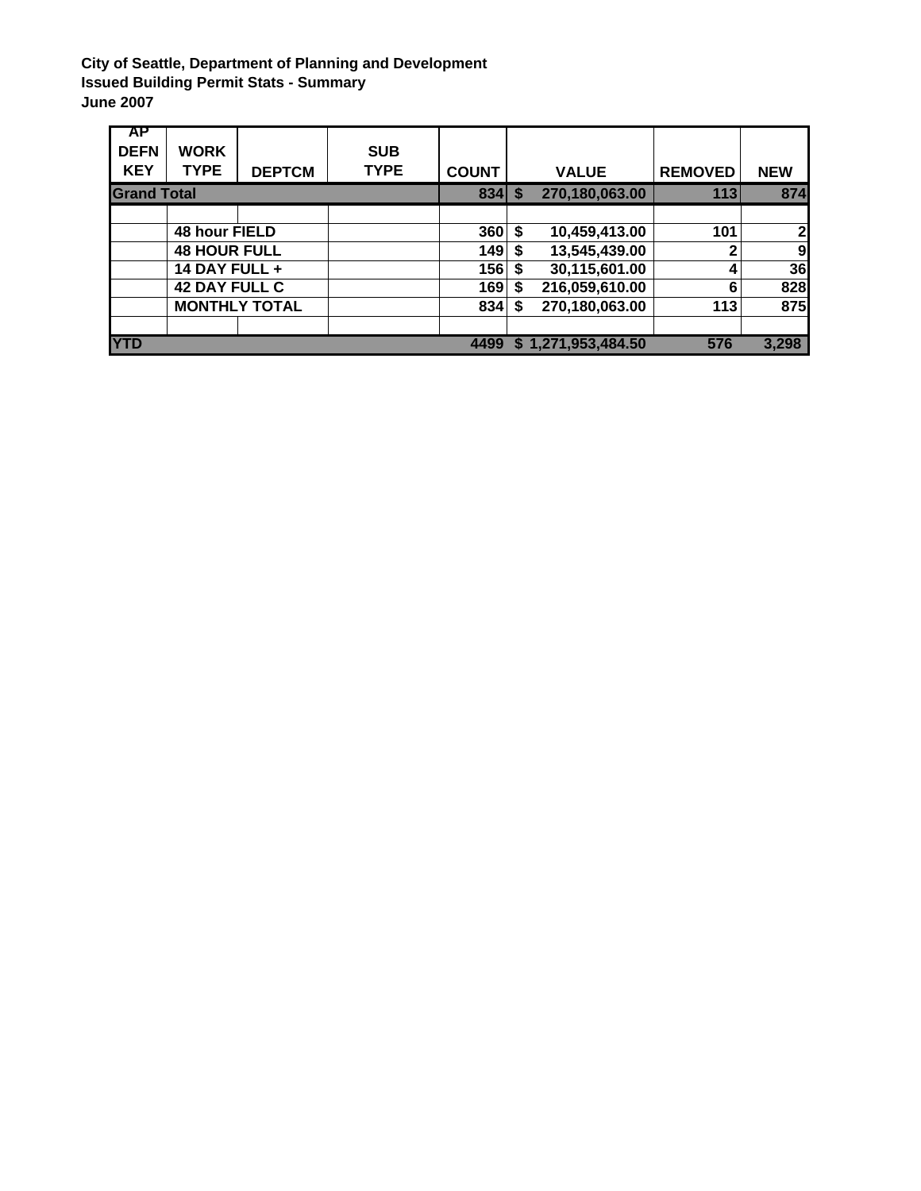**City of Seattle, Department of Planning and Development**
**Issued Building Permit Stats - Summary**
**June 2007**

| AP DEFN KEY | WORK TYPE | DEPTCM | SUB TYPE | COUNT | VALUE | REMOVED | NEW |
|---|---|---|---|---|---|---|---|
| Grand Total | | | | 834 | $ 270,180,063.00 | 113 | 874 |
| | | | | | | | |
| | 48 hour FIELD | | | 360 | $ 10,459,413.00 | 101 | 2 |
| | 48 HOUR FULL | | | 149 | $ 13,545,439.00 | 2 | 9 |
| | 14 DAY FULL + | | | 156 | $ 30,115,601.00 | 4 | 36 |
| | 42 DAY FULL C | | | 169 | $ 216,059,610.00 | 6 | 828 |
| | MONTHLY TOTAL | | | 834 | $ 270,180,063.00 | 113 | 875 |
| | | | | | | | |
| YTD | | | | 4499 | $ 1,271,953,484.50 | 576 | 3,298 |